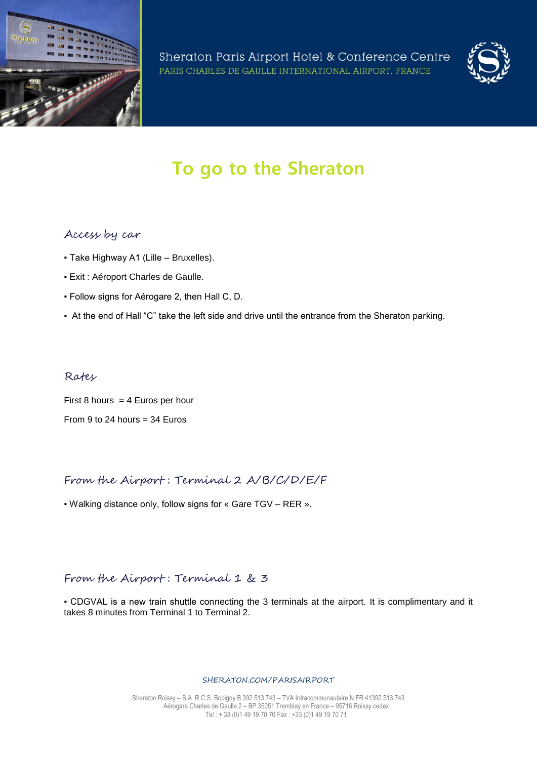Sheraton Paris Airport Hotel & Conference Centre

PARIS CHARLES DE GAULLE INTERNATIONAL AIRPORT, FRANCE

# To go to the Sheraton

## Access by car

- Take Highway A1 (Lille – Bruxelles).
- Exit : Aéroport Charles de Gaulle.
- Follow signs for Aérogare 2, then Hall C, D.
- At the end of Hall "C" take the left side and drive until the entrance from the Sheraton parking.

## Rates

First 8 hours = 4 Euros per hour

From 9 to 24 hours = 34 Euros

## From the Airport : Terminal 2 A/B/C/D/E/F

- Walking distance only, follow signs for « Gare TGV – RER ».

## From the Airport : Terminal 1 & 3

- CDGVAL is a new train shuttle connecting the 3 terminals at the airport. It is complimentary and it takes 8 minutes from Terminal 1 to Terminal 2.

SHERATON.COM/PARISAIRPORT

Sheraton Roissy – S.A R.C.S. Bobigny B 392 513 743 – TVA Intracommunautaire N FR 41392 513 743
Aérogare Charles de Gaulle 2 – BP 35051 Tremblay en France – 95716 Roissy cedex
Tel : + 33 (0)1 49 19 70 70 Fax : +33 (0)1 49 19 70 71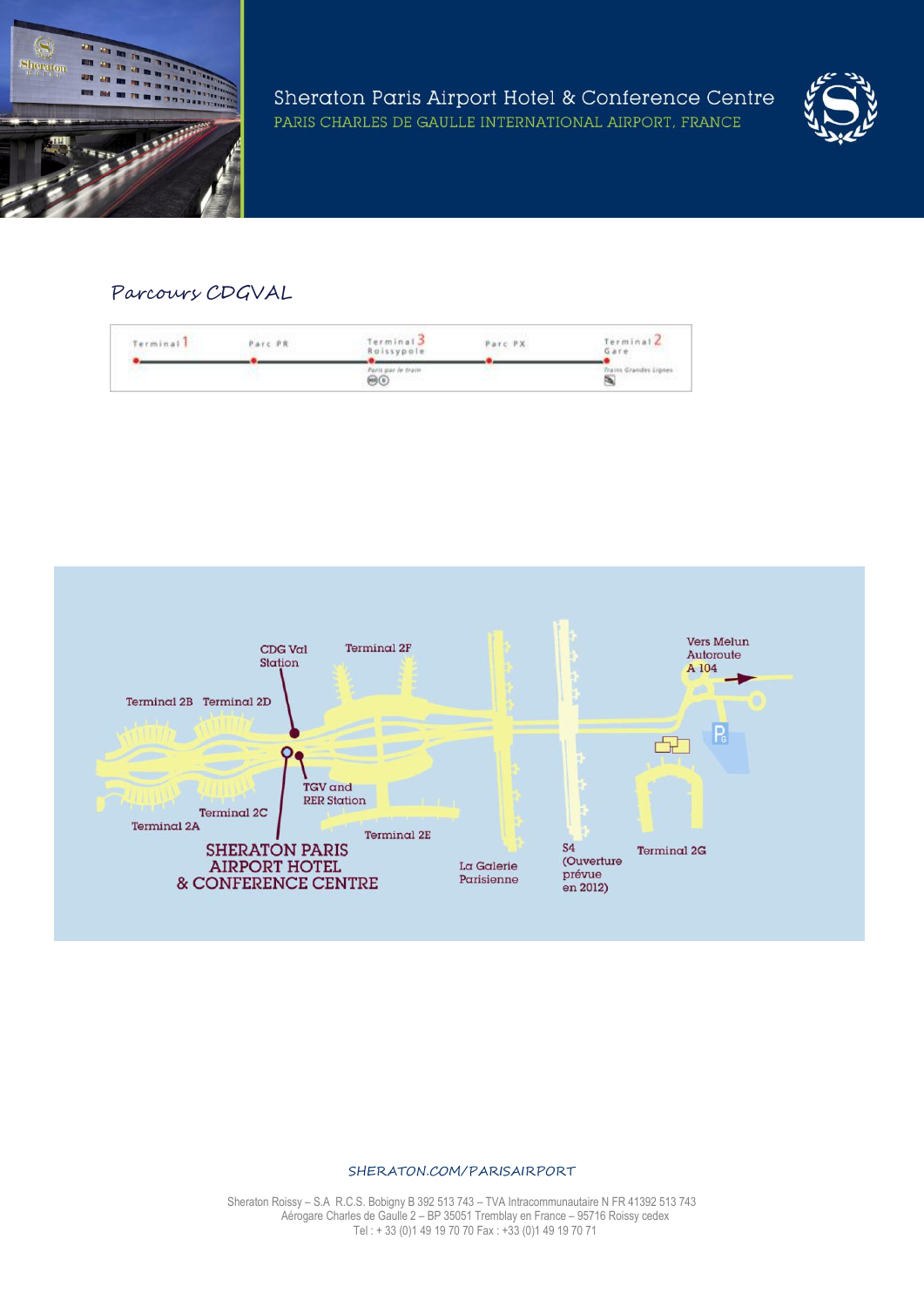Sheraton Paris Airport Hotel & Conference Centre

PARIS CHARLES DE GAULLE INTERNATIONAL AIRPORT, FRANCE

## Parcours CDGVAL

Terminal 1

Parc PR

Terminal 3
Roissypole
Paris par le train

Parc PX

Terminal 2
Gare
Trains Grandes Lignes

CDG Val Station

Terminal 2F

Vers Melun
Autoroute
A 104

Terminal 2B

Terminal 2D

TGV and RER Station

Terminal 2C

Terminal 2A

Terminal 2E

SHERATON PARIS AIRPORT HOTEL & CONFERENCE CENTRE

La Galerie Parisienne

S4 (Ouverture prévue en 2012)

Terminal 2G

SHERATON.COM/PARISAIRPORT

Sheraton Roissy – S.A R.C.S. Bobigny B 392 513 743 – TVA Intracommunautaire N FR 41392 513 743
Aérogare Charles de Gaulle 2 – BP 35051 Tremblay en France – 95716 Roissy cedex
Tel : + 33 (0)1 49 19 70 70 Fax : +33 (0)1 49 19 70 71